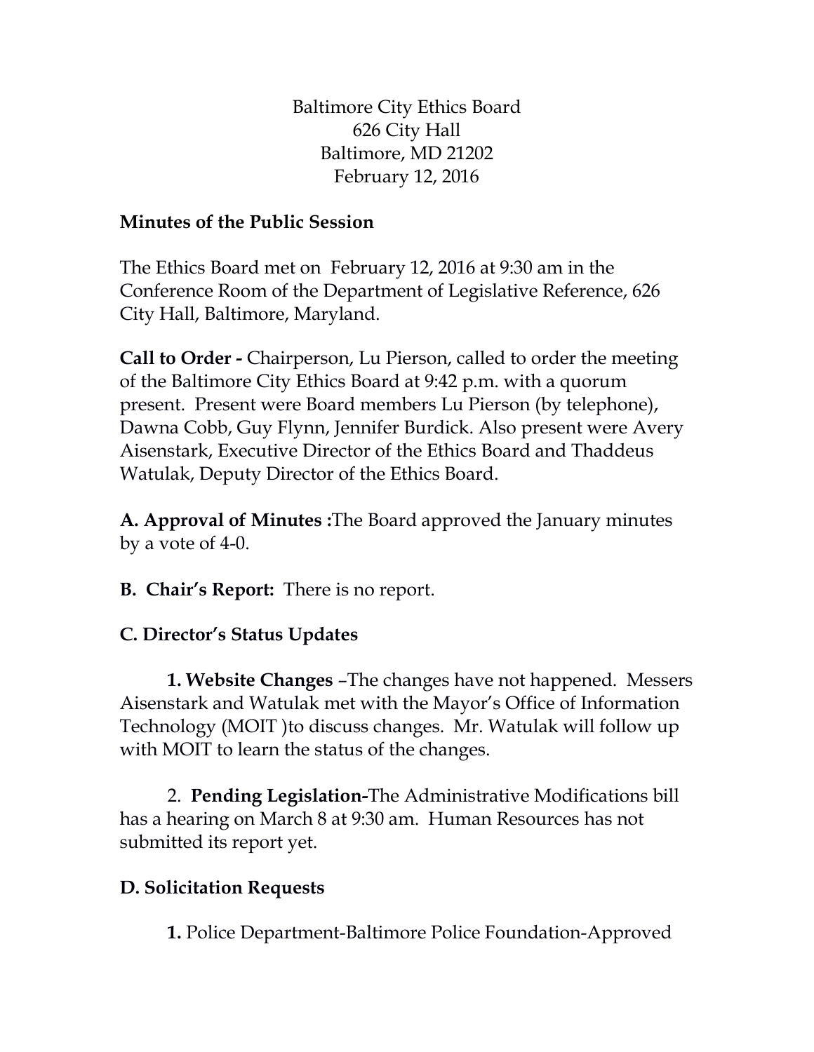Baltimore City Ethics Board
626 City Hall
Baltimore, MD 21202
February 12, 2016

**Minutes of the Public Session**

The Ethics Board met on February 12, 2016 at 9:30 am in the Conference Room of the Department of Legislative Reference, 626 City Hall, Baltimore, Maryland.

**Call to Order -** Chairperson, Lu Pierson, called to order the meeting of the Baltimore City Ethics Board at 9:42 p.m. with a quorum present. Present were Board members Lu Pierson (by telephone), Dawna Cobb, Guy Flynn, Jennifer Burdick. Also present were Avery Aisenstark, Executive Director of the Ethics Board and Thaddeus Watulak, Deputy Director of the Ethics Board.

**A. Approval of Minutes :**The Board approved the January minutes by a vote of 4-0.

**B. Chair's Report:** There is no report.

**C. Director's Status Updates**

**1. Website Changes** –The changes have not happened. Messers Aisenstark and Watulak met with the Mayor's Office of Information Technology (MOIT )to discuss changes. Mr. Watulak will follow up with MOIT to learn the status of the changes.

2. **Pending Legislation-**The Administrative Modifications bill has a hearing on March 8 at 9:30 am. Human Resources has not submitted its report yet.

**D. Solicitation Requests**

**1.** Police Department-Baltimore Police Foundation-Approved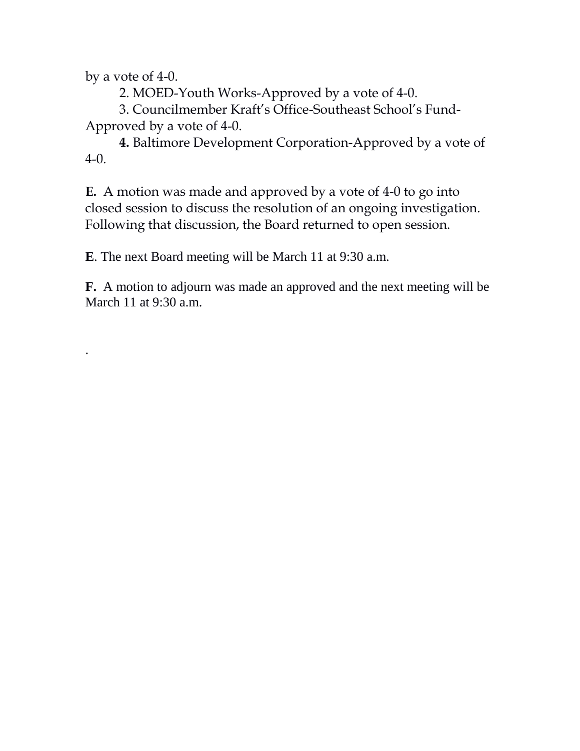by a vote of 4-0.

2. MOED-Youth Works-Approved by a vote of 4-0.

3. Councilmember Kraft's Office-Southeast School's Fund-Approved by a vote of 4-0.

**4.** Baltimore Development Corporation-Approved by a vote of 4-0.

**E.** A motion was made and approved by a vote of 4-0 to go into closed session to discuss the resolution of an ongoing investigation. Following that discussion, the Board returned to open session.

**E**. The next Board meeting will be March 11 at 9:30 a.m.

**F.** A motion to adjourn was made an approved and the next meeting will be March 11 at 9:30 a.m.

.